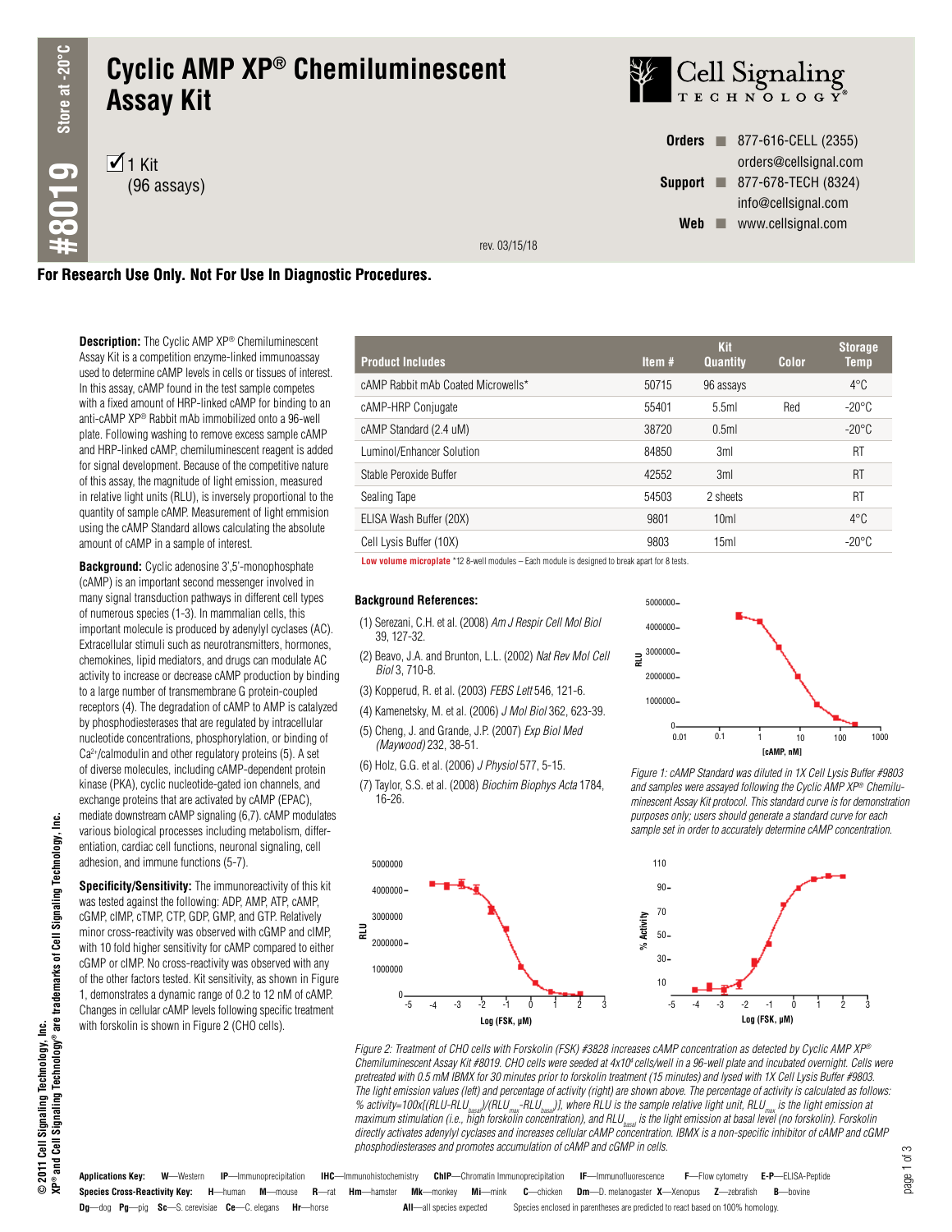# Cyclic AMP XP® Chemiluminescent Assay Kit

#8019 Store at -20°C

☑ 1 Kit (96 assays)

**Orders** ■ 877-616-CELL (2355) orders@cellsignal.com
**Support** ■ 877-678-TECH (8324) info@cellsignal.com
**Web** ■ www.cellsignal.com

rev. 03/15/18

**For Research Use Only. Not For Use In Diagnostic Procedures.**

| Product Includes | Item # | Kit Quantity | Color | Storage Temp |
|---|---|---|---|---|
| cAMP Rabbit mAb Coated Microwells* | 50715 | 96 assays | | 4°C |
| cAMP-HRP Conjugate | 55401 | 5.5ml | Red | -20°C |
| cAMP Standard (2.4 uM) | 38720 | 0.5ml | | -20°C |
| Luminol/Enhancer Solution | 84850 | 3ml | | RT |
| Stable Peroxide Buffer | 42552 | 3ml | | RT |
| Sealing Tape | 54503 | 2 sheets | | RT |
| ELISA Wash Buffer (20X) | 9801 | 10ml | | 4°C |
| Cell Lysis Buffer (10X) | 9803 | 15ml | | -20°C |

**Low volume microplate** *12 8-well modules – Each module is designed to break apart for 8 tests.

**Description:** The Cyclic AMP XP® Chemiluminescent Assay Kit is a competition enzyme-linked immunoassay used to determine cAMP levels in cells or tissues of interest. In this assay, cAMP found in the test sample competes with a fixed amount of HRP-linked cAMP for binding to an anti-cAMP XP® Rabbit mAb immobilized onto a 96-well plate. Following washing to remove excess sample cAMP and HRP-linked cAMP, chemiluminescent reagent is added for signal development. Because of the competitive nature of this assay, the magnitude of light emission, measured in relative light units (RLU), is inversely proportional to the quantity of sample cAMP. Measurement of light emmision using the cAMP Standard allows calculating the absolute amount of cAMP in a sample of interest.

**Background:** Cyclic adenosine 3',5'-monophosphate (cAMP) is an important second messenger involved in many signal transduction pathways in different cell types of numerous species (1-3). In mammalian cells, this important molecule is produced by adenylyl cyclases (AC). Extracellular stimuli such as neurotransmitters, hormones, chemokines, lipid mediators, and drugs can modulate AC activity to increase or decrease cAMP production by binding to a large number of transmembrane G protein-coupled receptors (4). The degradation of cAMP to AMP is catalyzed by phosphodiesterases that are regulated by intracellular nucleotide concentrations, phosphorylation, or binding of $Ca^{2+}$/calmodulin and other regulatory proteins (5). A set of diverse molecules, including cAMP-dependent protein kinase (PKA), cyclic nucleotide-gated ion channels, and exchange proteins that are activated by cAMP (EPAC), mediate downstream cAMP signaling (6,7). cAMP modulates various biological processes including metabolism, differentiation, cardiac cell functions, neuronal signaling, cell adhesion, and immune functions (5-7).

**Specificity/Sensitivity:** The immunoreactivity of this kit was tested against the following: ADP, AMP, ATP, cAMP, cGMP, cIMP, cTMP, CTP, GDP, GMP, and GTP. Relatively minor cross-reactivity was observed with cGMP and cIMP, with 10 fold higher sensitivity for cAMP compared to either cGMP or cIMP. No cross-reactivity was observed with any of the other factors tested. Kit sensitivity, as shown in Figure 1, demonstrates a dynamic range of 0.2 to 12 nM of cAMP. Changes in cellular cAMP levels following specific treatment with forskolin is shown in Figure 2 (CHO cells).

### Background References:

(1) Serezani, C.H. et al. (2008) *Am J Respir Cell Mol Biol* 39, 127-32.
(2) Beavo, J.A. and Brunton, L.L. (2002) *Nat Rev Mol Cell Biol* 3, 710-8.
(3) Kopperud, R. et al. (2003) *FEBS Lett* 546, 121-6.
(4) Kamenetsky, M. et al. (2006) *J Mol Biol* 362, 623-39.
(5) Cheng, J. and Grande, J.P. (2007) *Exp Biol Med (Maywood)* 232, 38-51.
(6) Holz, G.G. et al. (2006) *J Physiol* 577, 5-15.
(7) Taylor, S.S. et al. (2008) *Biochim Biophys Acta* 1784, 16-26.

*Figure 1: cAMP Standard was diluted in 1X Cell Lysis Buffer #9803 and samples were assayed following the Cyclic AMP XP® Chemiluminescent Assay Kit protocol. This standard curve is for demonstration purposes only; users should generate a standard curve for each sample set in order to accurately determine cAMP concentration.*

*Figure 2: Treatment of CHO cells with Forskolin (FSK) #3828 increases cAMP concentration as detected by Cyclic AMP XP® Chemiluminescent Assay Kit #8019. CHO cells were seeded at 4x10⁴ cells/well in a 96-well plate and incubated overnight. Cells were pretreated with 0.5 mM IBMX for 30 minutes prior to forskolin treatment (15 minutes) and lysed with 1X Cell Lysis Buffer #9803. The light emission values (left) and percentage of activity (right) are shown above. The percentage of activity is calculated as follows: % activity=100x[(RLU-$RLU_{basal}$)/($RLU_{max}$-$RLU_{basal}$)], where RLU is the sample relative light unit, $RLU_{max}$ is the light emission at maximum stimulation (i.e., high forskolin concentration), and $RLU_{basal}$ is the light emission at basal level (no forskolin). Forskolin directly activates adenylyl cyclases and increases cellular cAMP concentration. IBMX is a non-specific inhibitor of cAMP and cGMP phosphodiesterases and promotes accumulation of cAMP and cGMP in cells.*

© 2011 Cell Signaling Technology, Inc.
XP® and Cell Signaling Technology® are trademarks of Cell Signaling Technology, Inc.

**Applications Key:** **W**—Western **IP**—Immunoprecipitation **IHC**—Immunohistochemistry **ChIP**—Chromatin Immunoprecipitation **IF**—Immunofluorescence **F**—Flow cytometry **E-P**—ELISA-Peptide
**Species Cross-Reactivity Key:** **H**—human **M**—mouse **R**—rat **Hm**—hamster **Mk**—monkey **Mi**—mink **C**—chicken **Dm**—D. melanogaster **X**—Xenopus **Z**—zebrafish **B**—bovine **Dg**—dog **Pg**—pig **Sc**—S. cerevisiae **Ce**—C. elegans **Hr**—horse **All**—all species expected Species enclosed in parentheses are predicted to react based on 100% homology.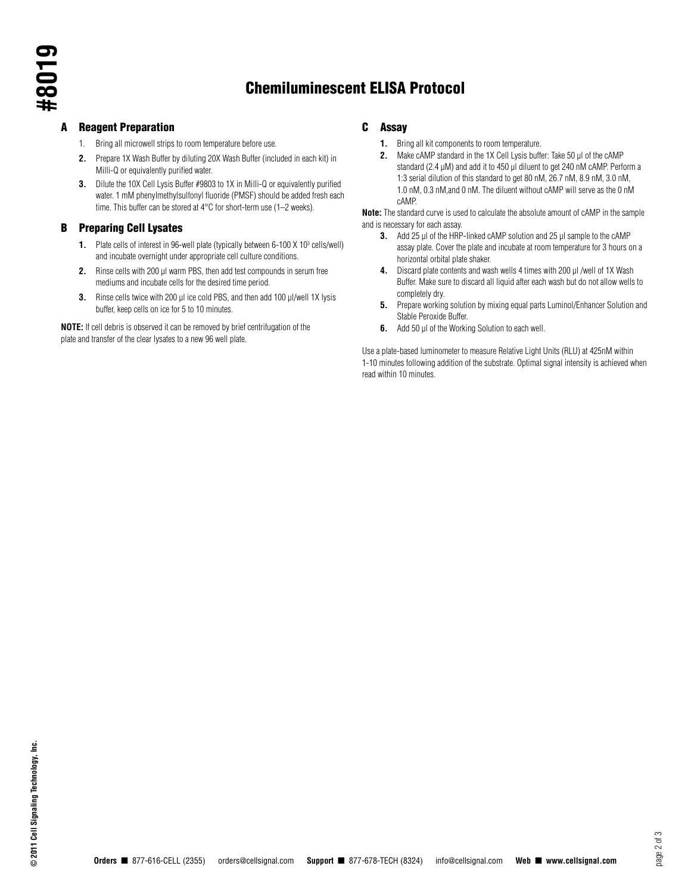# Chemiluminescent ELISA Protocol

## A Reagent Preparation

1. Bring all microwell strips to room temperature before use.
2. Prepare 1X Wash Buffer by diluting 20X Wash Buffer (included in each kit) in Milli-Q or equivalently purified water.
3. Dilute the 10X Cell Lysis Buffer #9803 to 1X in Milli-Q or equivalently purified water. 1 mM phenylmethylsulfonyl fluoride (PMSF) should be added fresh each time. This buffer can be stored at 4°C for short-term use (1–2 weeks).

## B Preparing Cell Lysates

1. Plate cells of interest in 96-well plate (typically between 6-100 X $10^3$ cells/well) and incubate overnight under appropriate cell culture conditions.
2. Rinse cells with 200 µl warm PBS, then add test compounds in serum free mediums and incubate cells for the desired time period.
3. Rinse cells twice with 200 µl ice cold PBS, and then add 100 µl/well 1X lysis buffer, keep cells on ice for 5 to 10 minutes.

**NOTE:** If cell debris is observed it can be removed by brief centrifugation of the plate and transfer of the clear lysates to a new 96 well plate.

## C Assay

1. Bring all kit components to room temperature.
2. Make cAMP standard in the 1X Cell Lysis buffer: Take 50 µl of the cAMP standard (2.4 µM) and add it to 450 µl diluent to get 240 nM cAMP. Perform a 1:3 serial dilution of this standard to get 80 nM, 26.7 nM, 8.9 nM, 3.0 nM, 1.0 nM, 0.3 nM,and 0 nM. The diluent without cAMP will serve as the 0 nM cAMP.

**Note:** The standard curve is used to calculate the absolute amount of cAMP in the sample and is necessary for each assay.

3. Add 25 µl of the HRP-linked cAMP solution and 25 µl sample to the cAMP assay plate. Cover the plate and incubate at room temperature for 3 hours on a horizontal orbital plate shaker.
4. Discard plate contents and wash wells 4 times with 200 µl /well of 1X Wash Buffer. Make sure to discard all liquid after each wash but do not allow wells to completely dry.
5. Prepare working solution by mixing equal parts Luminol/Enhancer Solution and Stable Peroxide Buffer.
6. Add 50 µl of the Working Solution to each well.

Use a plate-based luminometer to measure Relative Light Units (RLU) at 425nM within 1-10 minutes following addition of the substrate. Optimal signal intensity is achieved when read within 10 minutes.